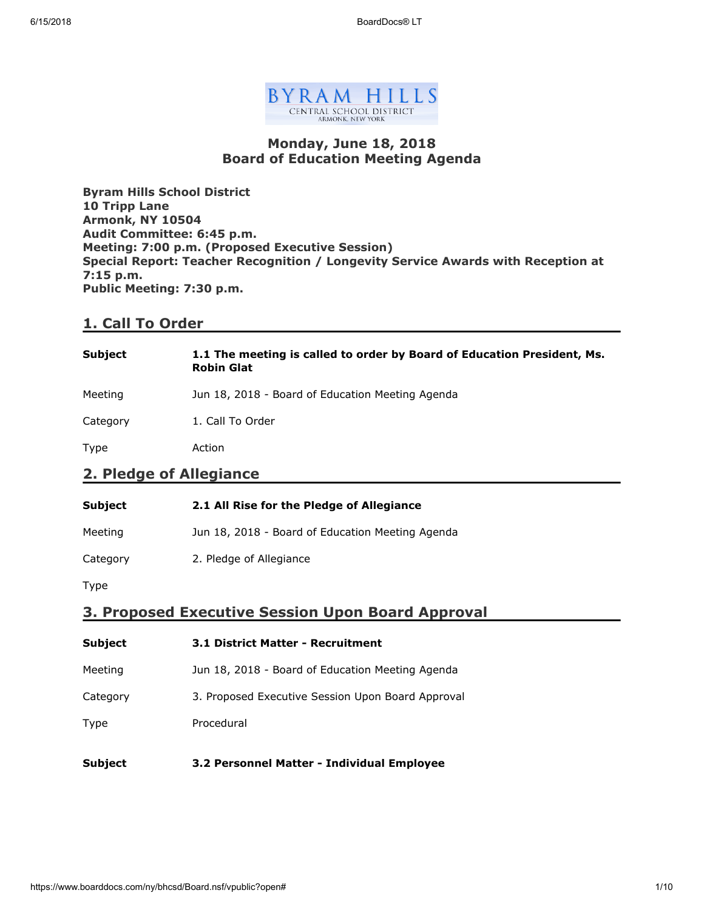BYRAM HILLS
CENTRAL SCHOOL DISTRICT
ARMONK, NEW YORK

# Monday, June 18, 2018
# Board of Education Meeting Agenda

**Byram Hills School District**
**10 Tripp Lane**
**Armonk, NY 10504**
**Audit Committee: 6:45 p.m.**
**Meeting: 7:00 p.m. (Proposed Executive Session)**
**Special Report: Teacher Recognition / Longevity Service Awards with Reception at 7:15 p.m.**
**Public Meeting: 7:30 p.m.**

## 1. Call To Order

**Subject** **1.1 The meeting is called to order by Board of Education President, Ms. Robin Glat**

Meeting Jun 18, 2018 - Board of Education Meeting Agenda

Category 1. Call To Order

Type Action

## 2. Pledge of Allegiance

**Subject** **2.1 All Rise for the Pledge of Allegiance**

Meeting Jun 18, 2018 - Board of Education Meeting Agenda

Category 2. Pledge of Allegiance

Type

## 3. Proposed Executive Session Upon Board Approval

**Subject** **3.1 District Matter - Recruitment**

Meeting Jun 18, 2018 - Board of Education Meeting Agenda

Category 3. Proposed Executive Session Upon Board Approval

Type Procedural

**Subject** **3.2 Personnel Matter - Individual Employee**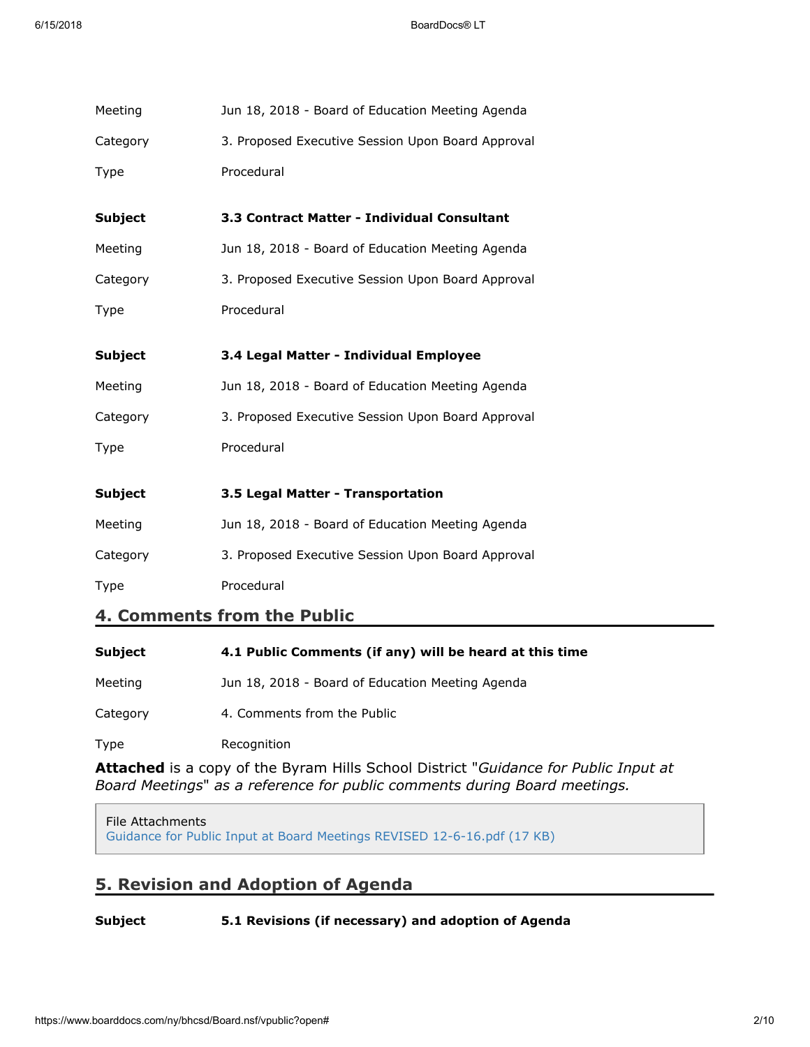| | |
|---|---|
| Meeting | Jun 18, 2018 - Board of Education Meeting Agenda |
| Category | 3. Proposed Executive Session Upon Board Approval |
| Type | Procedural |

| | |
|---|---|
| **Subject** | **3.3 Contract Matter - Individual Consultant** |
| Meeting | Jun 18, 2018 - Board of Education Meeting Agenda |
| Category | 3. Proposed Executive Session Upon Board Approval |
| Type | Procedural |

| | |
|---|---|
| **Subject** | **3.4 Legal Matter - Individual Employee** |
| Meeting | Jun 18, 2018 - Board of Education Meeting Agenda |
| Category | 3. Proposed Executive Session Upon Board Approval |
| Type | Procedural |

| | |
|---|---|
| **Subject** | **3.5 Legal Matter - Transportation** |
| Meeting | Jun 18, 2018 - Board of Education Meeting Agenda |
| Category | 3. Proposed Executive Session Upon Board Approval |
| Type | Procedural |

## 4. Comments from the Public

| | |
|---|---|
| **Subject** | **4.1 Public Comments (if any) will be heard at this time** |
| Meeting | Jun 18, 2018 - Board of Education Meeting Agenda |
| Category | 4. Comments from the Public |
| Type | Recognition |

**Attached** is a copy of the Byram Hills School District "*Guidance for Public Input at Board Meetings*" *as a reference for public comments during Board meetings.*

File Attachments
Guidance for Public Input at Board Meetings REVISED 12-6-16.pdf (17 KB)

## 5. Revision and Adoption of Agenda

| | |
|---|---|
| **Subject** | **5.1 Revisions (if necessary) and adoption of Agenda** |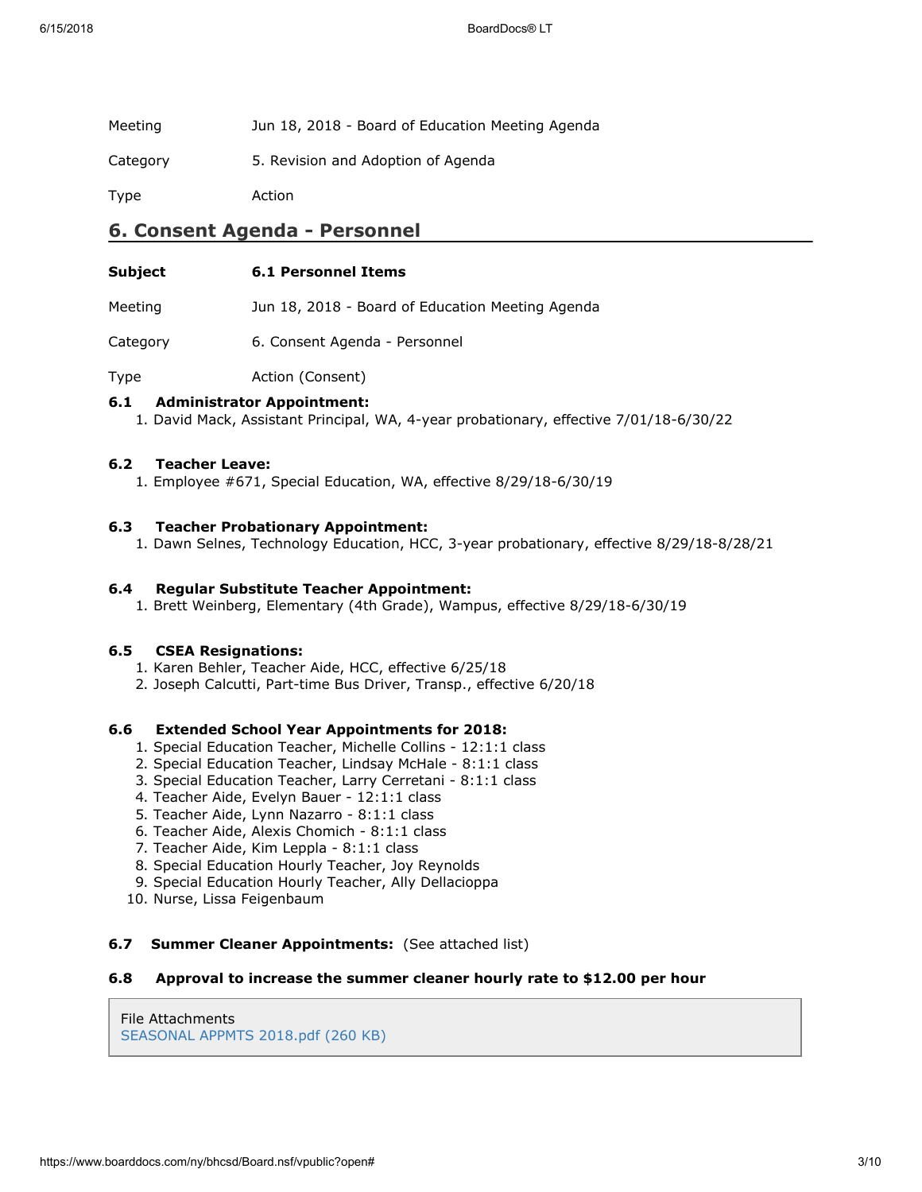Meeting Jun 18, 2018 - Board of Education Meeting Agenda

Category 5. Revision and Adoption of Agenda

Type Action

## 6. Consent Agenda - Personnel

**Subject** **6.1 Personnel Items**

Meeting Jun 18, 2018 - Board of Education Meeting Agenda

Category 6. Consent Agenda - Personnel

Type Action (Consent)

**6.1 Administrator Appointment:**

1. David Mack, Assistant Principal, WA, 4-year probationary, effective 7/01/18-6/30/22

**6.2 Teacher Leave:**

1. Employee #671, Special Education, WA, effective 8/29/18-6/30/19

**6.3 Teacher Probationary Appointment:**

1. Dawn Selnes, Technology Education, HCC, 3-year probationary, effective 8/29/18-8/28/21

**6.4 Regular Substitute Teacher Appointment:**

1. Brett Weinberg, Elementary (4th Grade), Wampus, effective 8/29/18-6/30/19

**6.5 CSEA Resignations:**

1. Karen Behler, Teacher Aide, HCC, effective 6/25/18
2. Joseph Calcutti, Part-time Bus Driver, Transp., effective 6/20/18

**6.6 Extended School Year Appointments for 2018:**

1. Special Education Teacher, Michelle Collins - 12:1:1 class
2. Special Education Teacher, Lindsay McHale - 8:1:1 class
3. Special Education Teacher, Larry Cerretani - 8:1:1 class
4. Teacher Aide, Evelyn Bauer - 12:1:1 class
5. Teacher Aide, Lynn Nazarro - 8:1:1 class
6. Teacher Aide, Alexis Chomich - 8:1:1 class
7. Teacher Aide, Kim Leppla - 8:1:1 class
8. Special Education Hourly Teacher, Joy Reynolds
9. Special Education Hourly Teacher, Ally Dellacioppa
10. Nurse, Lissa Feigenbaum

**6.7 Summer Cleaner Appointments:** (See attached list)

**6.8 Approval to increase the summer cleaner hourly rate to $12.00 per hour**

File Attachments
SEASONAL APPMTS 2018.pdf (260 KB)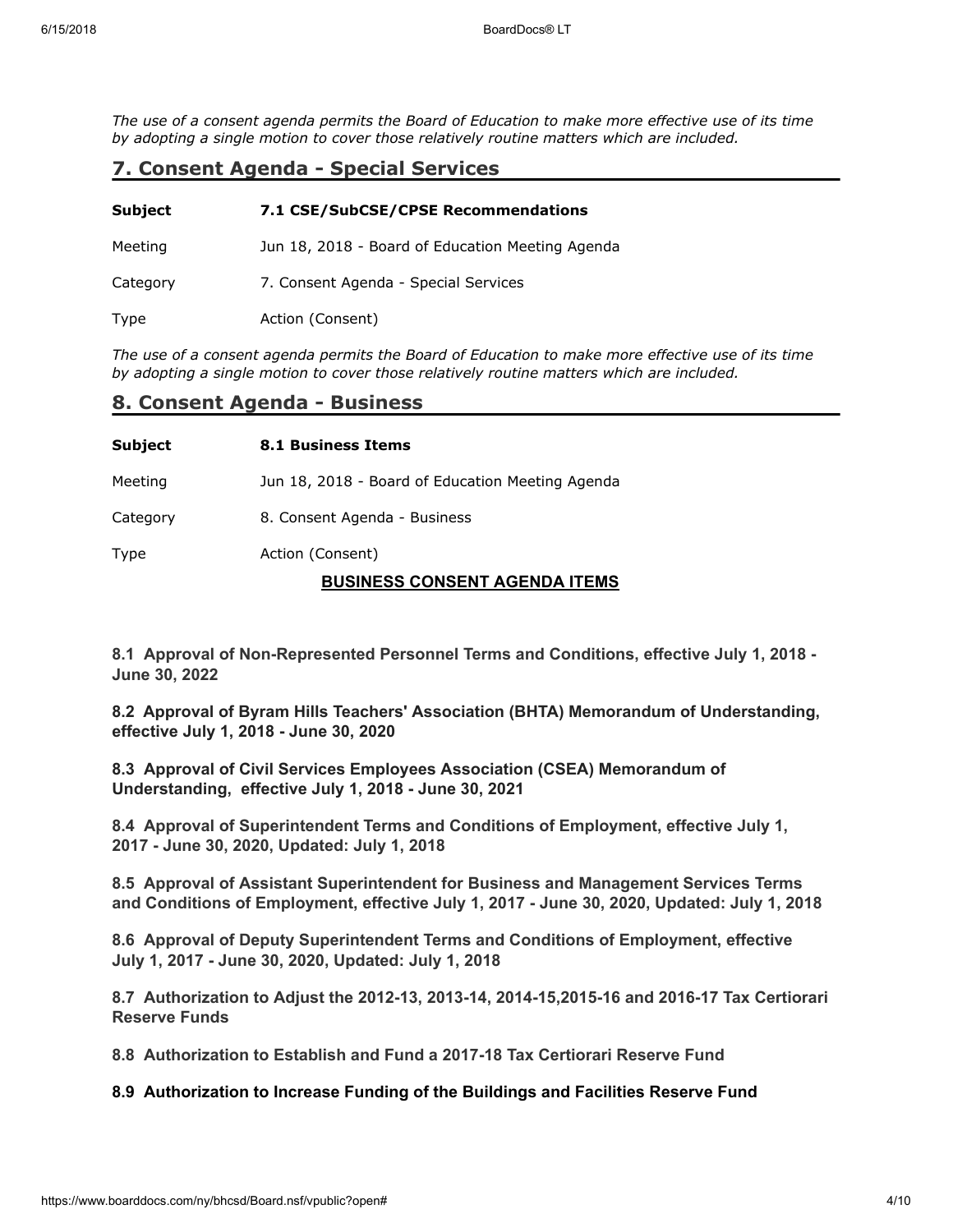*The use of a consent agenda permits the Board of Education to make more effective use of its time by adopting a single motion to cover those relatively routine matters which are included.*

## 7. Consent Agenda - Special Services

| | |
|---|---|
| **Subject** | **7.1 CSE/SubCSE/CPSE Recommendations** |
| Meeting | Jun 18, 2018 - Board of Education Meeting Agenda |
| Category | 7. Consent Agenda - Special Services |
| Type | Action (Consent) |

*The use of a consent agenda permits the Board of Education to make more effective use of its time by adopting a single motion to cover those relatively routine matters which are included.*

## 8. Consent Agenda - Business

| | |
|---|---|
| **Subject** | **8.1 Business Items** |
| Meeting | Jun 18, 2018 - Board of Education Meeting Agenda |
| Category | 8. Consent Agenda - Business |
| Type | Action (Consent) |

**BUSINESS CONSENT AGENDA ITEMS**

**8.1 Approval of Non-Represented Personnel Terms and Conditions, effective July 1, 2018 - June 30, 2022**

**8.2 Approval of Byram Hills Teachers' Association (BHTA) Memorandum of Understanding, effective July 1, 2018 - June 30, 2020**

**8.3 Approval of Civil Services Employees Association (CSEA) Memorandum of Understanding, effective July 1, 2018 - June 30, 2021**

**8.4 Approval of Superintendent Terms and Conditions of Employment, effective July 1, 2017 - June 30, 2020, Updated: July 1, 2018**

**8.5 Approval of Assistant Superintendent for Business and Management Services Terms and Conditions of Employment, effective July 1, 2017 - June 30, 2020, Updated: July 1, 2018**

**8.6 Approval of Deputy Superintendent Terms and Conditions of Employment, effective July 1, 2017 - June 30, 2020, Updated: July 1, 2018**

**8.7 Authorization to Adjust the 2012-13, 2013-14, 2014-15,2015-16 and 2016-17 Tax Certiorari Reserve Funds**

**8.8 Authorization to Establish and Fund a 2017-18 Tax Certiorari Reserve Fund**

**8.9 Authorization to Increase Funding of the Buildings and Facilities Reserve Fund**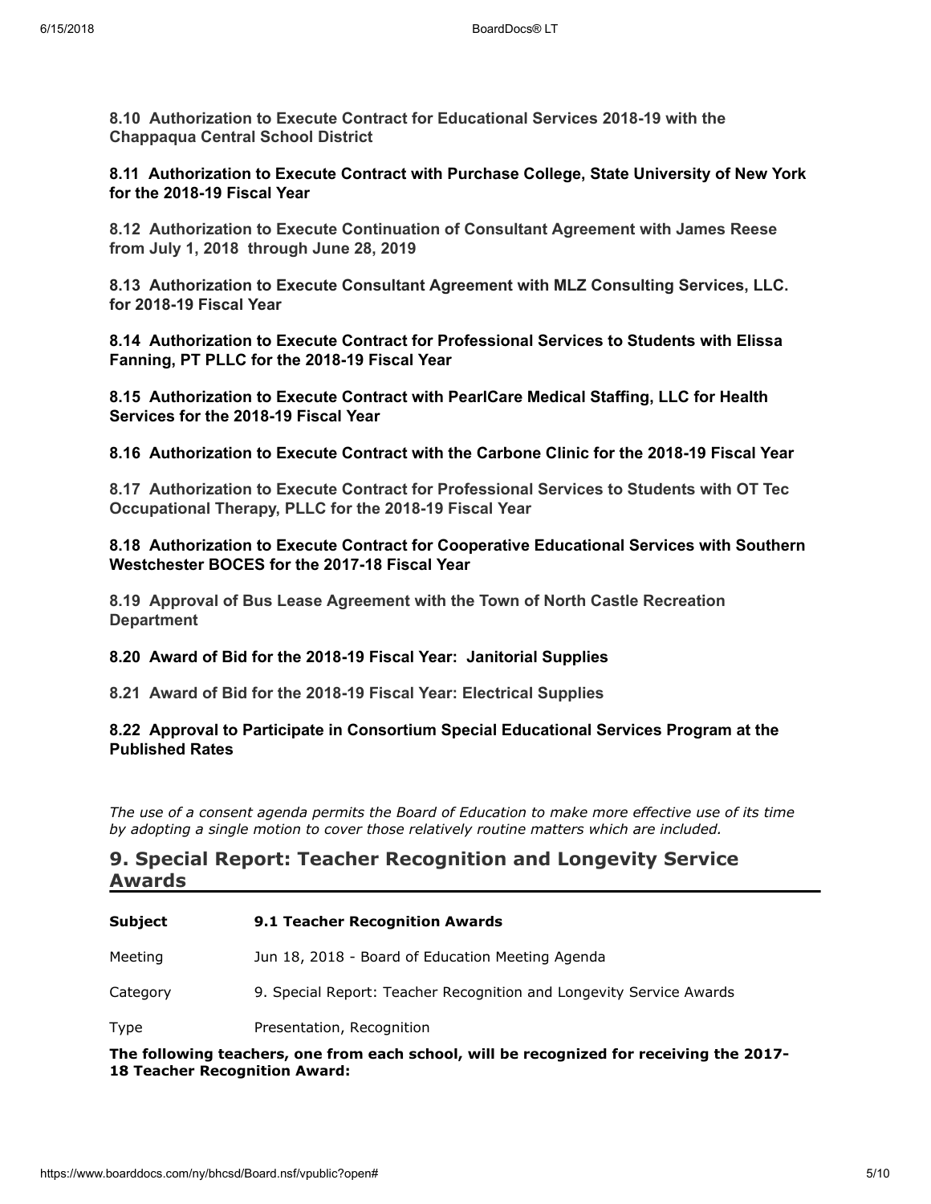**8.10 Authorization to Execute Contract for Educational Services 2018-19 with the Chappaqua Central School District**

**8.11 Authorization to Execute Contract with Purchase College, State University of New York for the 2018-19 Fiscal Year**

**8.12 Authorization to Execute Continuation of Consultant Agreement with James Reese from July 1, 2018 through June 28, 2019**

**8.13 Authorization to Execute Consultant Agreement with MLZ Consulting Services, LLC. for 2018-19 Fiscal Year**

**8.14 Authorization to Execute Contract for Professional Services to Students with Elissa Fanning, PT PLLC for the 2018-19 Fiscal Year**

**8.15 Authorization to Execute Contract with PearlCare Medical Staffing, LLC for Health Services for the 2018-19 Fiscal Year**

**8.16 Authorization to Execute Contract with the Carbone Clinic for the 2018-19 Fiscal Year**

**8.17 Authorization to Execute Contract for Professional Services to Students with OT Tec Occupational Therapy, PLLC for the 2018-19 Fiscal Year**

**8.18 Authorization to Execute Contract for Cooperative Educational Services with Southern Westchester BOCES for the 2017-18 Fiscal Year**

**8.19 Approval of Bus Lease Agreement with the Town of North Castle Recreation Department**

**8.20 Award of Bid for the 2018-19 Fiscal Year: Janitorial Supplies**

**8.21 Award of Bid for the 2018-19 Fiscal Year: Electrical Supplies**

**8.22 Approval to Participate in Consortium Special Educational Services Program at the Published Rates**

*The use of a consent agenda permits the Board of Education to make more effective use of its time by adopting a single motion to cover those relatively routine matters which are included.*

## 9. Special Report: Teacher Recognition and Longevity Service Awards

| | |
|---|---|
| **Subject** | **9.1 Teacher Recognition Awards** |
| Meeting | Jun 18, 2018 - Board of Education Meeting Agenda |
| Category | 9. Special Report: Teacher Recognition and Longevity Service Awards |
| Type | Presentation, Recognition |

**The following teachers, one from each school, will be recognized for receiving the 2017-18 Teacher Recognition Award:**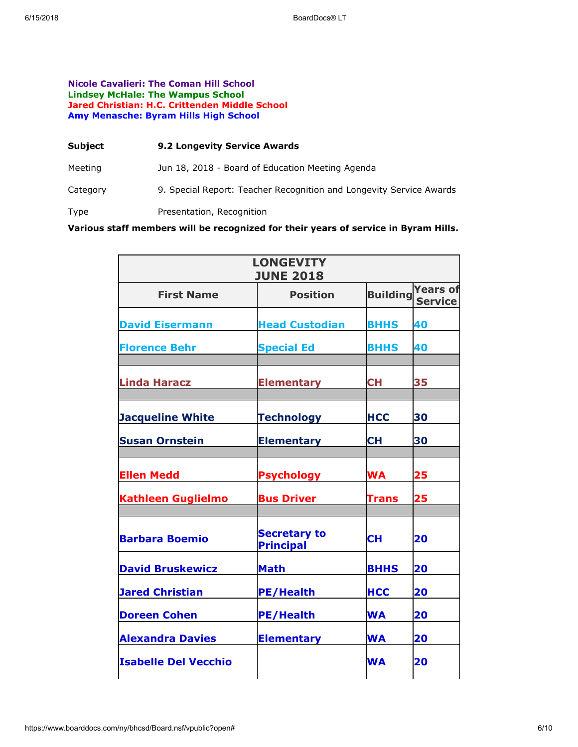**Nicole Cavalieri: The Coman Hill School**
**Lindsey McHale: The Wampus School**
**Jared Christian: H.C. Crittenden Middle School**
**Amy Menasche: Byram Hills High School**

| | |
|---|---|
| **Subject** | **9.2 Longevity Service Awards** |
| Meeting | Jun 18, 2018 - Board of Education Meeting Agenda |
| Category | 9. Special Report: Teacher Recognition and Longevity Service Awards |
| Type | Presentation, Recognition |

**Various staff members will be recognized for their years of service in Byram Hills.**

| LONGEVITY JUNE 2018 | | | |
|---|---|---|---|
| **First Name** | **Position** | **Building** | **Years of Service** |
| David Eisermann | Head Custodian | BHHS | 40 |
| Florence Behr | Special Ed | BHHS | 40 |
| | | | |
| Linda Haracz | Elementary | CH | 35 |
| | | | |
| Jacqueline White | Technology | HCC | 30 |
| Susan Ornstein | Elementary | CH | 30 |
| | | | |
| Ellen Medd | Psychology | WA | 25 |
| Kathleen Guglielmo | Bus Driver | Trans | 25 |
| | | | |
| Barbara Boemio | Secretary to Principal | CH | 20 |
| David Bruskewicz | Math | BHHS | 20 |
| Jared Christian | PE/Health | HCC | 20 |
| Doreen Cohen | PE/Health | WA | 20 |
| Alexandra Davies | Elementary | WA | 20 |
| Isabelle Del Vecchio | | WA | 20 |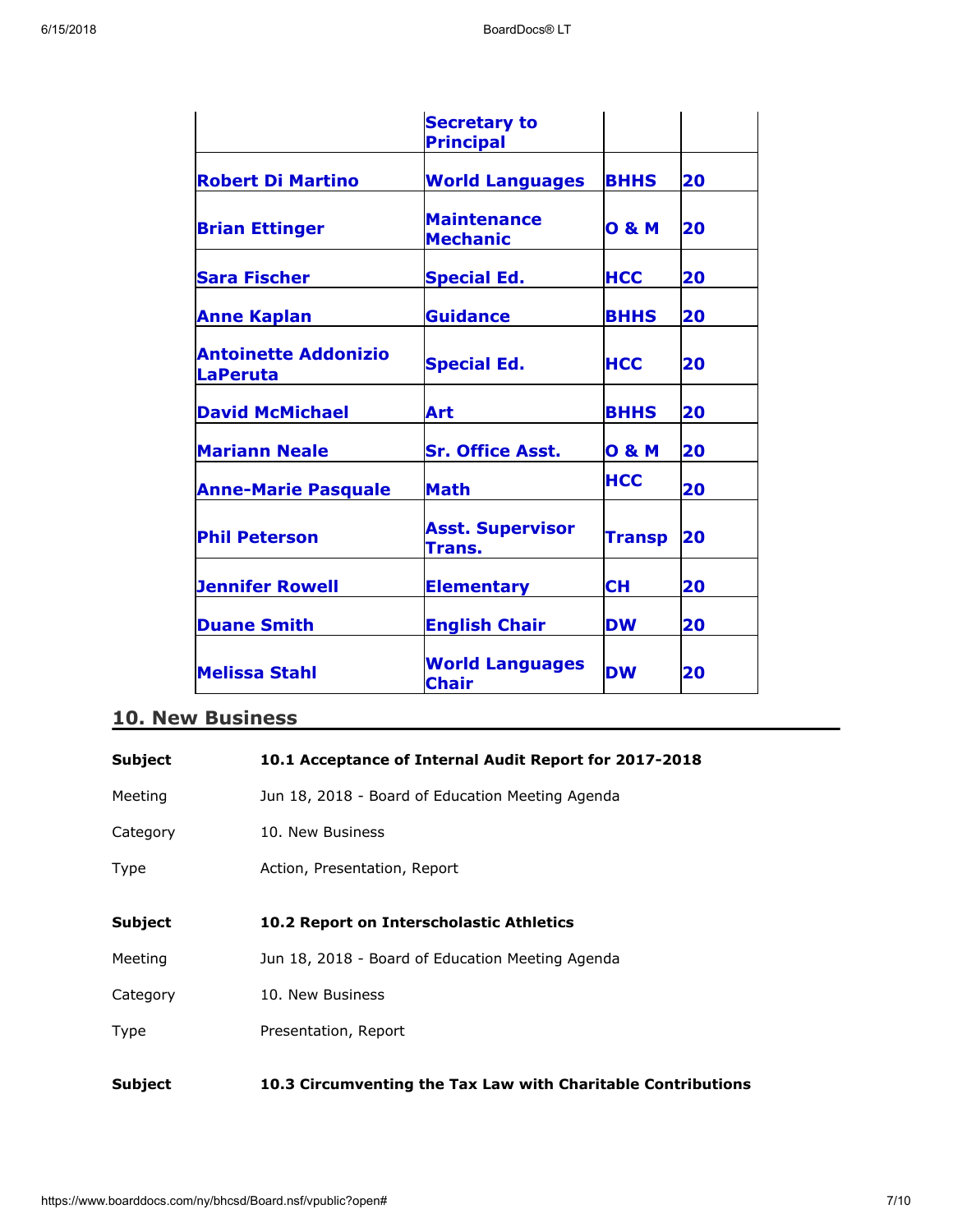| | | | |
|---|---|---|---|
| | **Secretary to Principal** | | |
| **Robert Di Martino** | **World Languages** | **BHHS** | **20** |
| **Brian Ettinger** | **Maintenance Mechanic** | **O & M** | **20** |
| **Sara Fischer** | **Special Ed.** | **HCC** | **20** |
| **Anne Kaplan** | **Guidance** | **BHHS** | **20** |
| **Antoinette Addonizio LaPeruta** | **Special Ed.** | **HCC** | **20** |
| **David McMichael** | **Art** | **BHHS** | **20** |
| **Mariann Neale** | **Sr. Office Asst.** | **O & M** | **20** |
| **Anne-Marie Pasquale** | **Math** | **HCC** | **20** |
| **Phil Peterson** | **Asst. Supervisor Trans.** | **Transp** | **20** |
| **Jennifer Rowell** | **Elementary** | **CH** | **20** |
| **Duane Smith** | **English Chair** | **DW** | **20** |
| **Melissa Stahl** | **World Languages Chair** | **DW** | **20** |

## 10. New Business

**Subject** **10.1 Acceptance of Internal Audit Report for 2017-2018**

Meeting Jun 18, 2018 - Board of Education Meeting Agenda

Category 10. New Business

Type Action, Presentation, Report

**Subject** **10.2 Report on Interscholastic Athletics**

Meeting Jun 18, 2018 - Board of Education Meeting Agenda

Category 10. New Business

Type Presentation, Report

**Subject** **10.3 Circumventing the Tax Law with Charitable Contributions**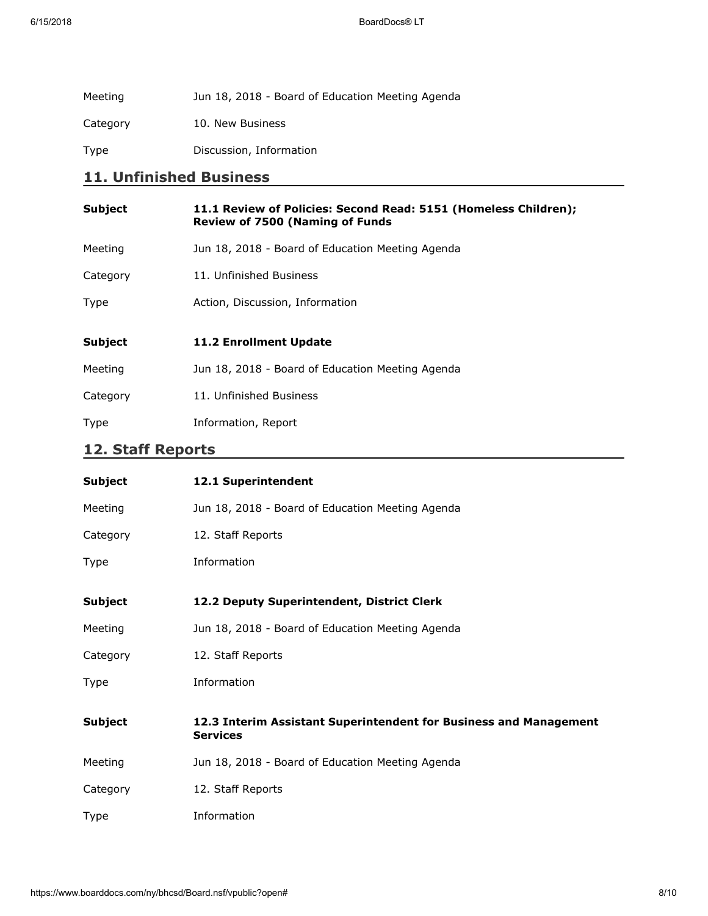Meeting Jun 18, 2018 - Board of Education Meeting Agenda

Category 10. New Business

Type Discussion, Information

## 11. Unfinished Business

| | |
|---|---|
| **Subject** | **11.1 Review of Policies: Second Read: 5151 (Homeless Children); Review of 7500 (Naming of Funds** |
| Meeting | Jun 18, 2018 - Board of Education Meeting Agenda |
| Category | 11. Unfinished Business |
| Type | Action, Discussion, Information |

| | |
|---|---|
| **Subject** | **11.2 Enrollment Update** |
| Meeting | Jun 18, 2018 - Board of Education Meeting Agenda |
| Category | 11. Unfinished Business |
| Type | Information, Report |

## 12. Staff Reports

| | |
|---|---|
| **Subject** | **12.1 Superintendent** |
| Meeting | Jun 18, 2018 - Board of Education Meeting Agenda |
| Category | 12. Staff Reports |
| Type | Information |

| | |
|---|---|
| **Subject** | **12.2 Deputy Superintendent, District Clerk** |
| Meeting | Jun 18, 2018 - Board of Education Meeting Agenda |
| Category | 12. Staff Reports |
| Type | Information |

| | |
|---|---|
| **Subject** | **12.3 Interim Assistant Superintendent for Business and Management Services** |
| Meeting | Jun 18, 2018 - Board of Education Meeting Agenda |
| Category | 12. Staff Reports |
| Type | Information |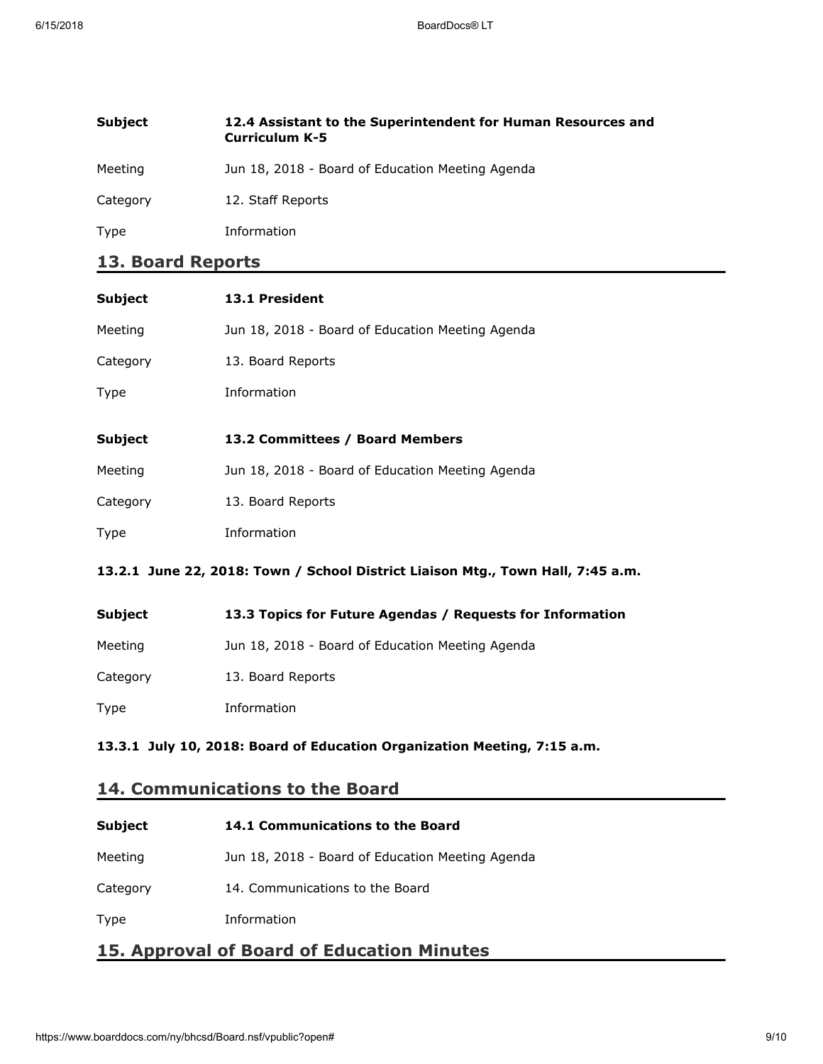| | |
|---|---|
| **Subject** | **12.4 Assistant to the Superintendent for Human Resources and Curriculum K-5** |
| Meeting | Jun 18, 2018 - Board of Education Meeting Agenda |
| Category | 12. Staff Reports |
| Type | Information |

## 13. Board Reports

| | |
|---|---|
| **Subject** | **13.1 President** |
| Meeting | Jun 18, 2018 - Board of Education Meeting Agenda |
| Category | 13. Board Reports |
| Type | Information |

| | |
|---|---|
| **Subject** | **13.2 Committees / Board Members** |
| Meeting | Jun 18, 2018 - Board of Education Meeting Agenda |
| Category | 13. Board Reports |
| Type | Information |

**13.2.1 June 22, 2018: Town / School District Liaison Mtg., Town Hall, 7:45 a.m.**

| | |
|---|---|
| **Subject** | **13.3 Topics for Future Agendas / Requests for Information** |
| Meeting | Jun 18, 2018 - Board of Education Meeting Agenda |
| Category | 13. Board Reports |
| Type | Information |

**13.3.1 July 10, 2018: Board of Education Organization Meeting, 7:15 a.m.**

## 14. Communications to the Board

| | |
|---|---|
| **Subject** | **14.1 Communications to the Board** |
| Meeting | Jun 18, 2018 - Board of Education Meeting Agenda |
| Category | 14. Communications to the Board |
| Type | Information |

## 15. Approval of Board of Education Minutes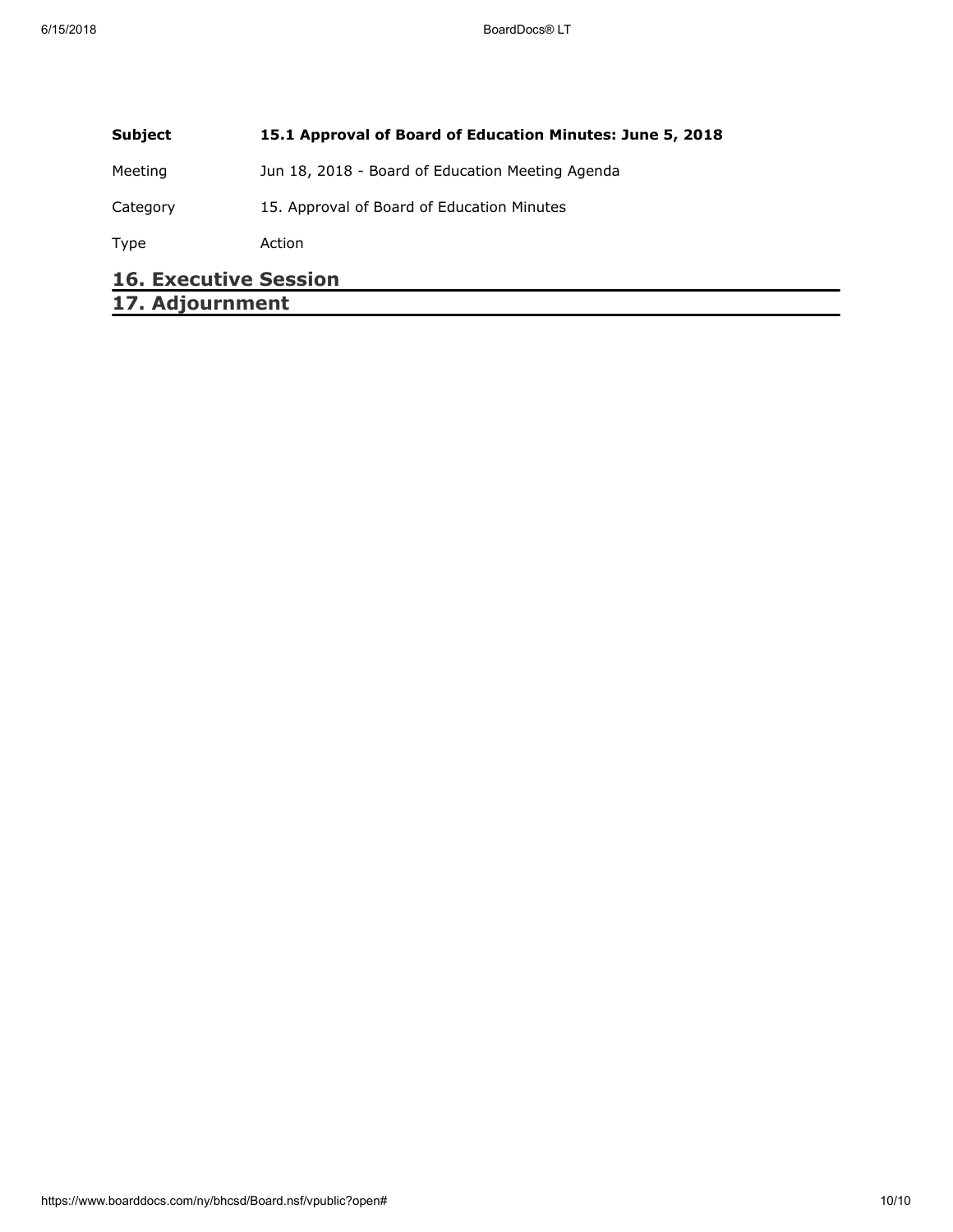| | |
|---|---|
| **Subject** | **15.1 Approval of Board of Education Minutes: June 5, 2018** |
| Meeting | Jun 18, 2018 - Board of Education Meeting Agenda |
| Category | 15. Approval of Board of Education Minutes |
| Type | Action |

## 16. Executive Session

## 17. Adjournment